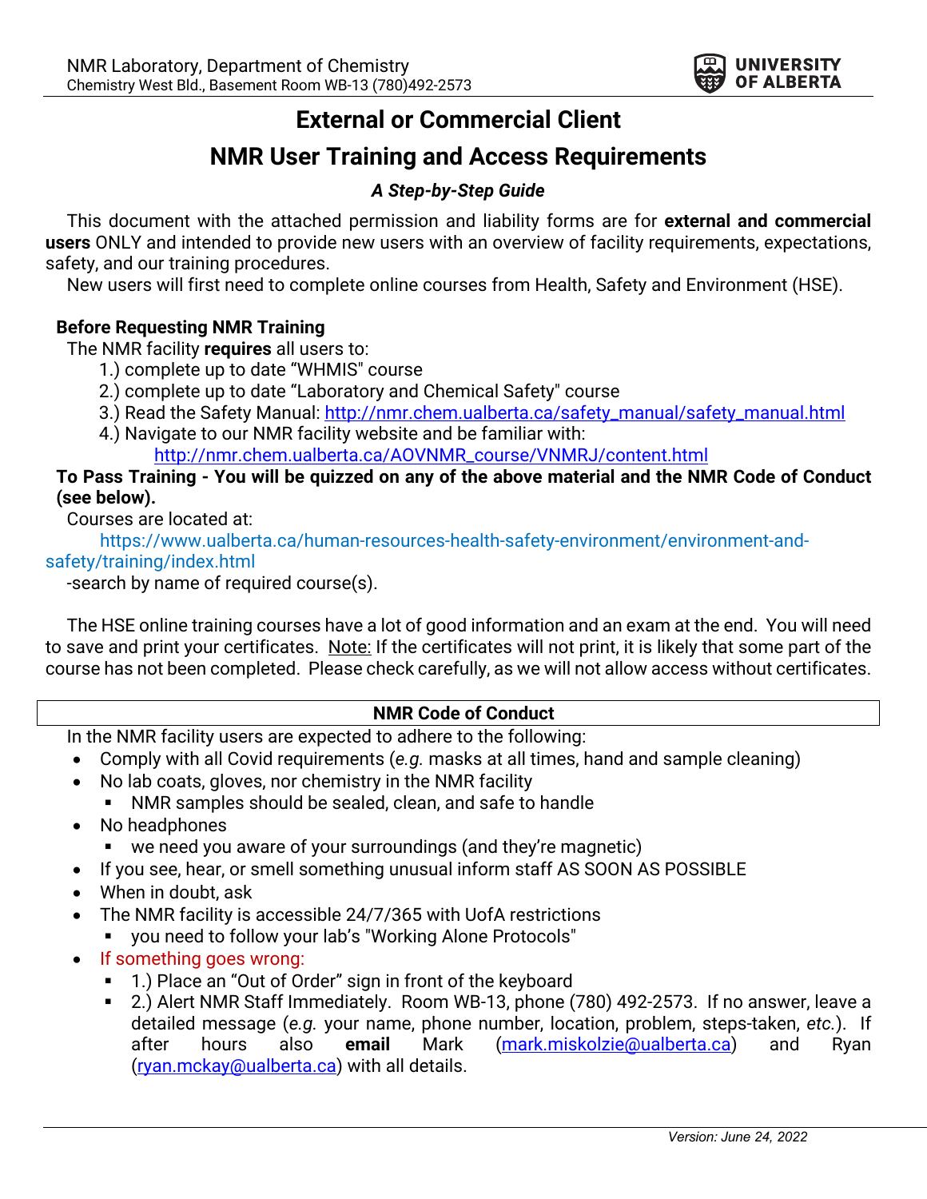# External or Commercial Client

# NMR User Training and Access Requirements

### *A Step-by-Step Guide*

This document with the attached permission and liability forms are for **external and commercial users** ONLY and intended to provide new users with an overview of facility requirements, expectations, safety, and our training procedures.

New users will first need to complete online courses from Health, Safety and Environment (HSE).

**Before Requesting NMR Training**

The NMR facility **requires** all users to:

1.) complete up to date "WHMIS" course
2.) complete up to date "Laboratory and Chemical Safety" course
3.) Read the Safety Manual: http://nmr.chem.ualberta.ca/safety_manual/safety_manual.html
4.) Navigate to our NMR facility website and be familiar with: http://nmr.chem.ualberta.ca/AOVNMR_course/VNMRJ/content.html

**To Pass Training - You will be quizzed on any of the above material and the NMR Code of Conduct (see below).**

Courses are located at:

https://www.ualberta.ca/human-resources-health-safety-environment/environment-and-safety/training/index.html

-search by name of required course(s).

The HSE online training courses have a lot of good information and an exam at the end. You will need to save and print your certificates. <u>Note:</u> If the certificates will not print, it is likely that some part of the course has not been completed. Please check carefully, as we will not allow access without certificates.

**NMR Code of Conduct**

In the NMR facility users are expected to adhere to the following:

- Comply with all Covid requirements (*e.g.* masks at all times, hand and sample cleaning)
- No lab coats, gloves, nor chemistry in the NMR facility
  - NMR samples should be sealed, clean, and safe to handle
- No headphones
  - we need you aware of your surroundings (and they're magnetic)
- If you see, hear, or smell something unusual inform staff AS SOON AS POSSIBLE
- When in doubt, ask
- The NMR facility is accessible 24/7/365 with UofA restrictions
  - you need to follow your lab's "Working Alone Protocols"
- If something goes wrong:
  - 1.) Place an "Out of Order" sign in front of the keyboard
  - 2.) Alert NMR Staff Immediately. Room WB-13, phone (780) 492-2573. If no answer, leave a detailed message (*e.g.* your name, phone number, location, problem, steps-taken, *etc.*). If after hours also **email** Mark (mark.miskolzie@ualberta.ca) and Ryan (ryan.mckay@ualberta.ca) with all details.

*Version: June 24, 2022*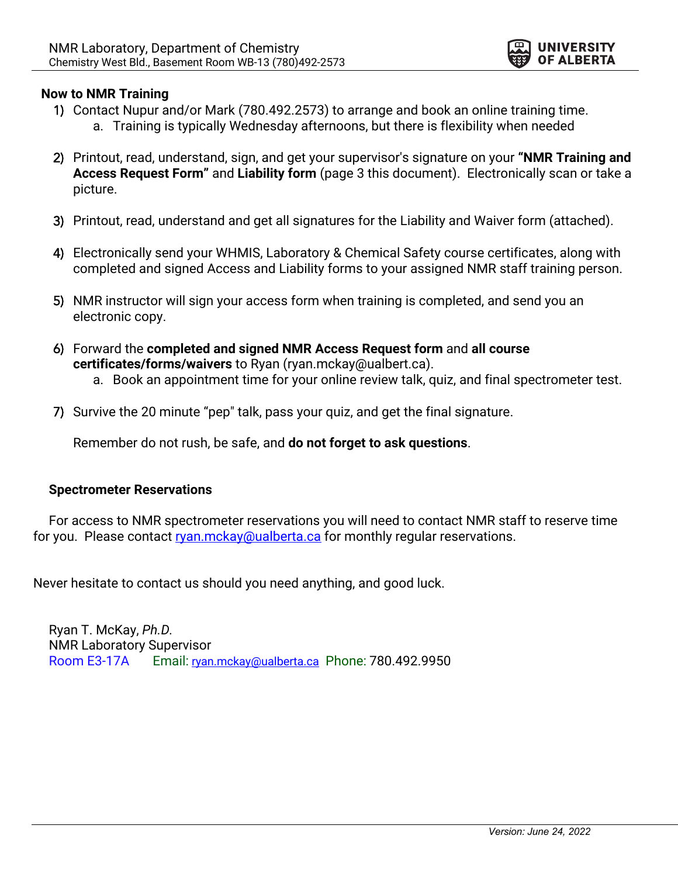### Now to NMR Training

1) Contact Nupur and/or Mark (780.492.2573) to arrange and book an online training time.
    a. Training is typically Wednesday afternoons, but there is flexibility when needed

2) Printout, read, understand, sign, and get your supervisor's signature on your **"NMR Training and Access Request Form"** and **Liability form** (page 3 this document). Electronically scan or take a picture.

3) Printout, read, understand and get all signatures for the Liability and Waiver form (attached).

4) Electronically send your WHMIS, Laboratory & Chemical Safety course certificates, along with completed and signed Access and Liability forms to your assigned NMR staff training person.

5) NMR instructor will sign your access form when training is completed, and send you an electronic copy.

6) Forward the **completed and signed NMR Access Request form** and **all course certificates/forms/waivers** to Ryan (ryan.mckay@ualbert.ca).
    a. Book an appointment time for your online review talk, quiz, and final spectrometer test.

7) Survive the 20 minute "pep" talk, pass your quiz, and get the final signature.

Remember do not rush, be safe, and **do not forget to ask questions**.

### Spectrometer Reservations

For access to NMR spectrometer reservations you will need to contact NMR staff to reserve time for you. Please contact ryan.mckay@ualberta.ca for monthly regular reservations.

Never hesitate to contact us should you need anything, and good luck.

Ryan T. McKay, *Ph.D.*
NMR Laboratory Supervisor
Room E3-17A Email: ryan.mckay@ualberta.ca Phone: 780.492.9950

*Version: June 24, 2022*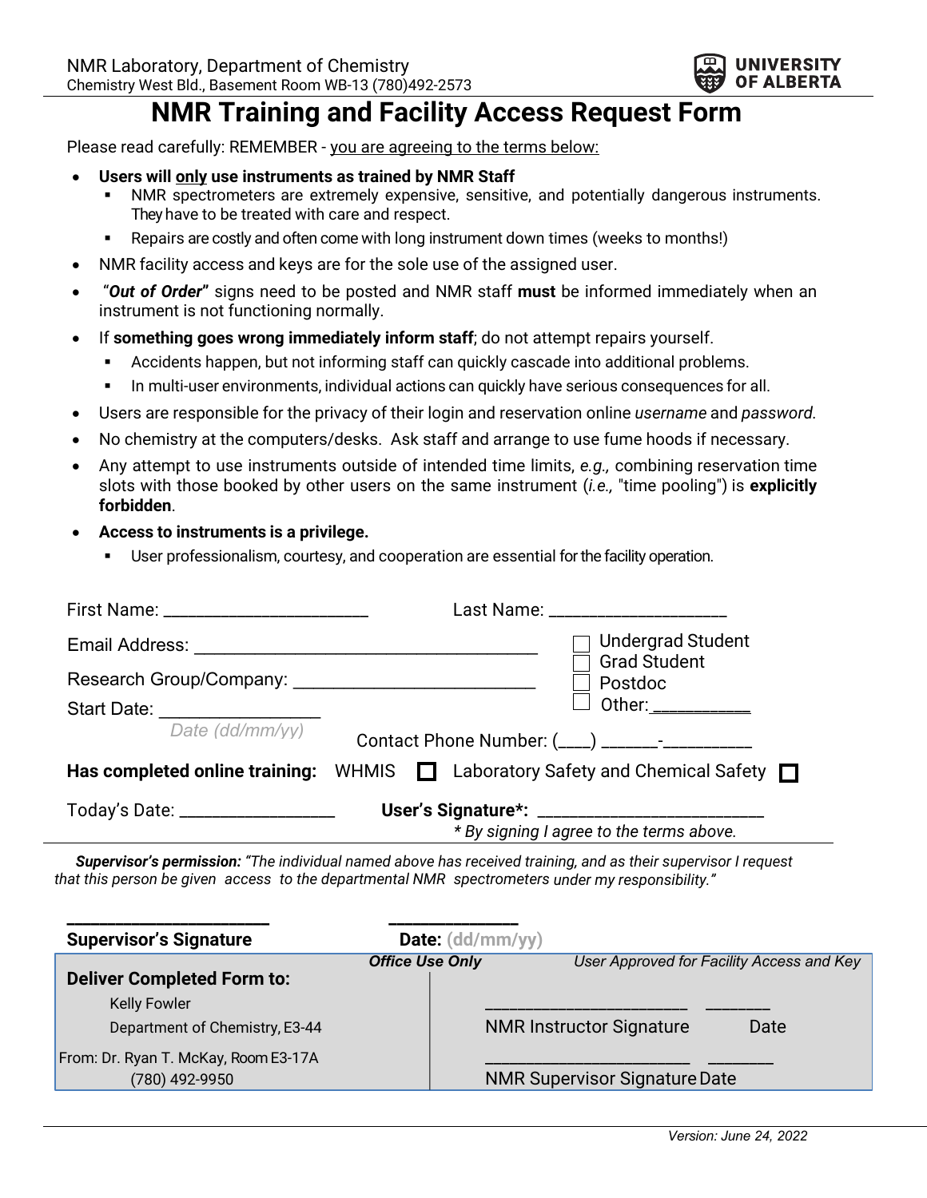NMR Laboratory, Department of Chemistry
Chemistry West Bld., Basement Room WB-13 (780)492-2573

UNIVERSITY OF ALBERTA

# NMR Training and Facility Access Request Form

Please read carefully: REMEMBER - you are agreeing to the terms below:

- **Users will only use instruments as trained by NMR Staff**
  - NMR spectrometers are extremely expensive, sensitive, and potentially dangerous instruments. They have to be treated with care and respect.
  - Repairs are costly and often come with long instrument down times (weeks to months!)
- NMR facility access and keys are for the sole use of the assigned user.
- "***Out of Order***" signs need to be posted and NMR staff **must** be informed immediately when an instrument is not functioning normally.
- If **something goes wrong immediately inform staff**; do not attempt repairs yourself.
  - Accidents happen, but not informing staff can quickly cascade into additional problems.
  - In multi-user environments, individual actions can quickly have serious consequences for all.
- Users are responsible for the privacy of their login and reservation online *username* and *password*.
- No chemistry at the computers/desks. Ask staff and arrange to use fume hoods if necessary.
- Any attempt to use instruments outside of intended time limits, *e.g.,* combining reservation time slots with those booked by other users on the same instrument (*i.e.,* "time pooling") is **explicitly forbidden**.
- **Access to instruments is a privilege.**
  - User professionalism, courtesy, and cooperation are essential for the facility operation.

First Name: ______________________ Last Name: ____________________

Email Address: ____________________________________

Research Group/Company: _________________________

Start Date: ________________
*Date (dd/mm/yy)*

☐ Undergrad Student
☐ Grad Student
☐ Postdoc
☐ Other:___________

Contact Phone Number: (____) _______-__________

**Has completed online training:** WHMIS ☐ Laboratory Safety and Chemical Safety ☐

Today's Date: _________________ **User's Signature\*:** __________________________

*\* By signing I agree to the terms above.*

***Supervisor's permission:*** *"The individual named above has received training, and as their supervisor I request that this person be given access to the departmental NMR spectrometers under my responsibility."*

_______________________ _______________

**Supervisor's Signature** **Date:** (dd/mm/yy)

**Deliver Completed Form to:**
Kelly Fowler
Department of Chemistry, E3-44

From: Dr. Ryan T. McKay, Room E3-17A
(780) 492-9950

***Office Use Only*** *User Approved for Facility Access and Key*

_______________________ ________
NMR Instructor Signature Date

_______________________ ________
NMR Supervisor Signature Date

*Version: June 24, 2022*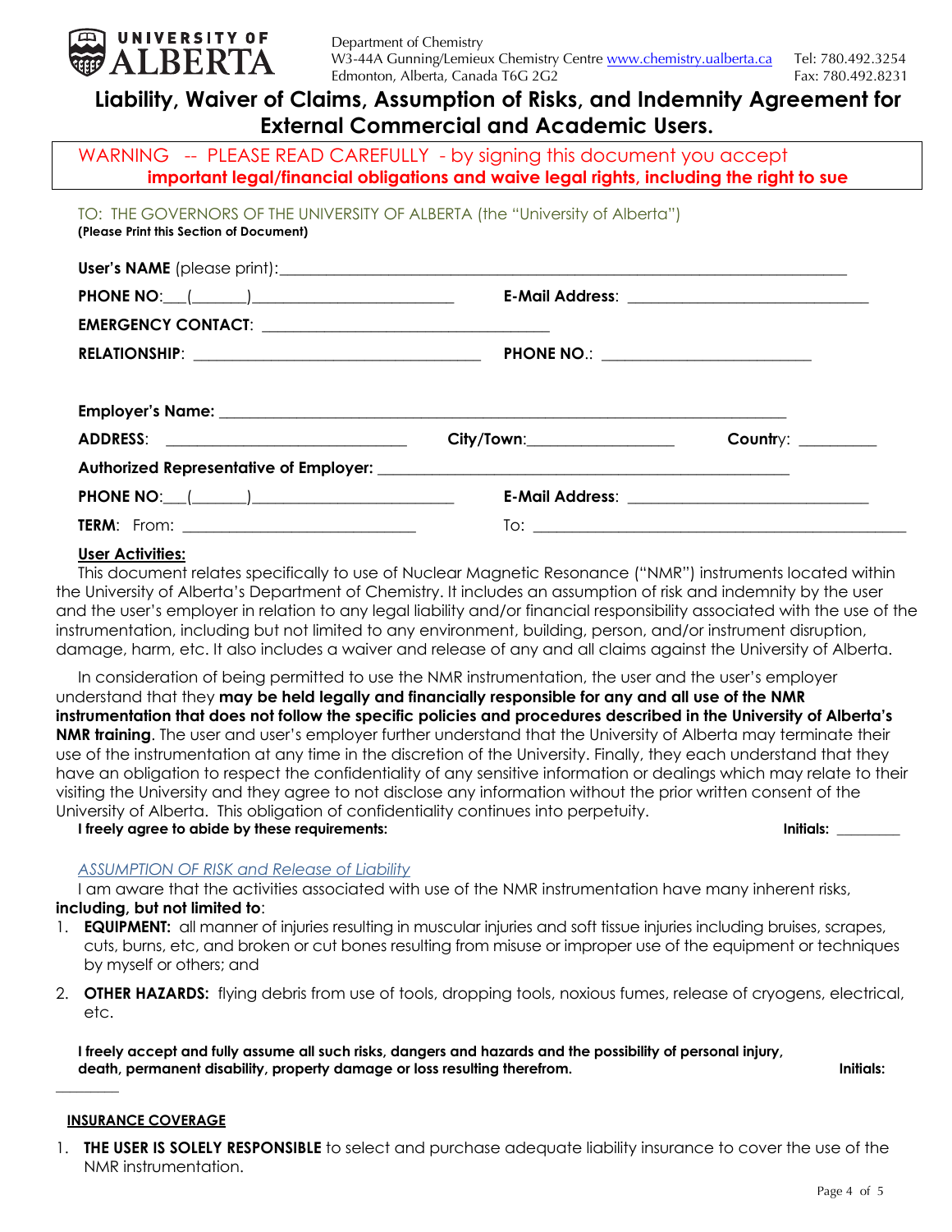UNIVERSITY OF ALBERTA

Department of Chemistry
W3-44A Gunning/Lemieux Chemistry Centre www.chemistry.ualberta.ca
Edmonton, Alberta, Canada T6G 2G2

Tel: 780.492.3254
Fax: 780.492.8231

# Liability, Waiver of Claims, Assumption of Risks, and Indemnity Agreement for External Commercial and Academic Users.

WARNING -- PLEASE READ CAREFULLY - by signing this document you accept **important legal/financial obligations and waive legal rights, including the right to sue**

TO: THE GOVERNORS OF THE UNIVERSITY OF ALBERTA (the "University of Alberta")
**(Please Print this Section of Document)**

**User's NAME** (please print):______________________________________________________________

**PHONE NO**:___(______)______________________ **E-Mail Address**: ___________________________

**EMERGENCY CONTACT**: _______________________________

**RELATIONSHIP**: _________________________________ **PHONE NO.**: _______________________

**Employer's Name**: ______________________________________________________________

**ADDRESS**: ___________________________ **City/Town**:________________ **Country**: _________

**Authorized Representative of Employer**: _____________________________________________

**PHONE NO**:___(______)______________________ **E-Mail Address**: ___________________________

**TERM**: From: __________________________ To: __________________________________________

**User Activities:**

This document relates specifically to use of Nuclear Magnetic Resonance ("NMR") instruments located within the University of Alberta's Department of Chemistry. It includes an assumption of risk and indemnity by the user and the user's employer in relation to any legal liability and/or financial responsibility associated with the use of the instrumentation, including but not limited to any environment, building, person, and/or instrument disruption, damage, harm, etc. It also includes a waiver and release of any and all claims against the University of Alberta.

In consideration of being permitted to use the NMR instrumentation, the user and the user's employer understand that they **may be held legally and financially responsible for any and all use of the NMR instrumentation that does not follow the specific policies and procedures described in the University of Alberta's NMR training**. The user and user's employer further understand that the University of Alberta may terminate their use of the instrumentation at any time in the discretion of the University. Finally, they each understand that they have an obligation to respect the confidentiality of any sensitive information or dealings which may relate to their visiting the University and they agree to not disclose any information without the prior written consent of the University of Alberta. This obligation of confidentiality continues into perpetuity.

**I freely agree to abide by these requirements:** **Initials:** ________

*ASSUMPTION OF RISK and Release of Liability*

I am aware that the activities associated with use of the NMR instrumentation have many inherent risks, **including, but not limited to**:

1. **EQUIPMENT:** all manner of injuries resulting in muscular injuries and soft tissue injuries including bruises, scrapes, cuts, burns, etc, and broken or cut bones resulting from misuse or improper use of the equipment or techniques by myself or others; and
2. **OTHER HAZARDS:** flying debris from use of tools, dropping tools, noxious fumes, release of cryogens, electrical, etc.

**I freely accept and fully assume all such risks, dangers and hazards and the possibility of personal injury, death, permanent disability, property damage or loss resulting therefrom.** **Initials:** ________

**INSURANCE COVERAGE**

1. **THE USER IS SOLELY RESPONSIBLE** to select and purchase adequate liability insurance to cover the use of the NMR instrumentation.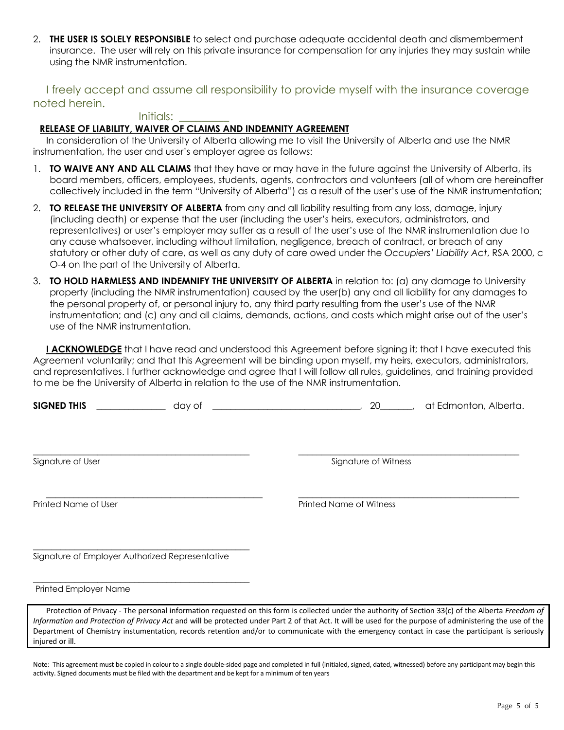2. **THE USER IS SOLELY RESPONSIBLE** to select and purchase adequate accidental death and dismemberment insurance. The user will rely on this private insurance for compensation for any injuries they may sustain while using the NMR instrumentation.

I freely accept and assume all responsibility to provide myself with the insurance coverage noted herein.

Initials: _________

**RELEASE OF LIABILITY, WAIVER OF CLAIMS AND INDEMNITY AGREEMENT**

In consideration of the University of Alberta allowing me to visit the University of Alberta and use the NMR instrumentation, the user and user's employer agree as follows:

1. **TO WAIVE ANY AND ALL CLAIMS** that they have or may have in the future against the University of Alberta, its board members, officers, employees, students, agents, contractors and volunteers (all of whom are hereinafter collectively included in the term "University of Alberta") as a result of the user's use of the NMR instrumentation;
2. **TO RELEASE THE UNIVERSITY OF ALBERTA** from any and all liability resulting from any loss, damage, injury (including death) or expense that the user (including the user's heirs, executors, administrators, and representatives) or user's employer may suffer as a result of the user's use of the NMR instrumentation due to any cause whatsoever, including without limitation, negligence, breach of contract, or breach of any statutory or other duty of care, as well as any duty of care owed under the *Occupiers' Liability Act*, RSA 2000, c O-4 on the part of the University of Alberta.
3. **TO HOLD HARMLESS AND INDEMNIFY THE UNIVERSITY OF ALBERTA** in relation to: (a) any damage to University property (including the NMR instrumentation) caused by the user(b) any and all liability for any damages to the personal property of, or personal injury to, any third party resulting from the user's use of the NMR instrumentation; and (c) any and all claims, demands, actions, and costs which might arise out of the user's use of the NMR instrumentation.

**I ACKNOWLEDGE** that I have read and understood this Agreement before signing it; that I have executed this Agreement voluntarily; and that this Agreement will be binding upon myself, my heirs, executors, administrators, and representatives. I further acknowledge and agree that I will follow all rules, guidelines, and training provided to me be the University of Alberta in relation to the use of the NMR instrumentation.

**SIGNED THIS** ______________ day of ______________________________, 20______, at Edmonton, Alberta.

_______________________________________ Signature of User

_______________________________________ Signature of Witness

_______________________________________ Printed Name of User

_______________________________________ Printed Name of Witness

_______________________________________ Signature of Employer Authorized Representative

_______________________________________ Printed Employer Name

Protection of Privacy - The personal information requested on this form is collected under the authority of Section 33(c) of the Alberta *Freedom of Information and Protection of Privacy Act* and will be protected under Part 2 of that Act. It will be used for the purpose of administering the use of the Department of Chemistry instumentation, records retention and/or to communicate with the emergency contact in case the participant is seriously injured or ill.

Note: This agreement must be copied in colour to a single double-sided page and completed in full (initialed, signed, dated, witnessed) before any participant may begin this activity. Signed documents must be filed with the department and be kept for a minimum of ten years